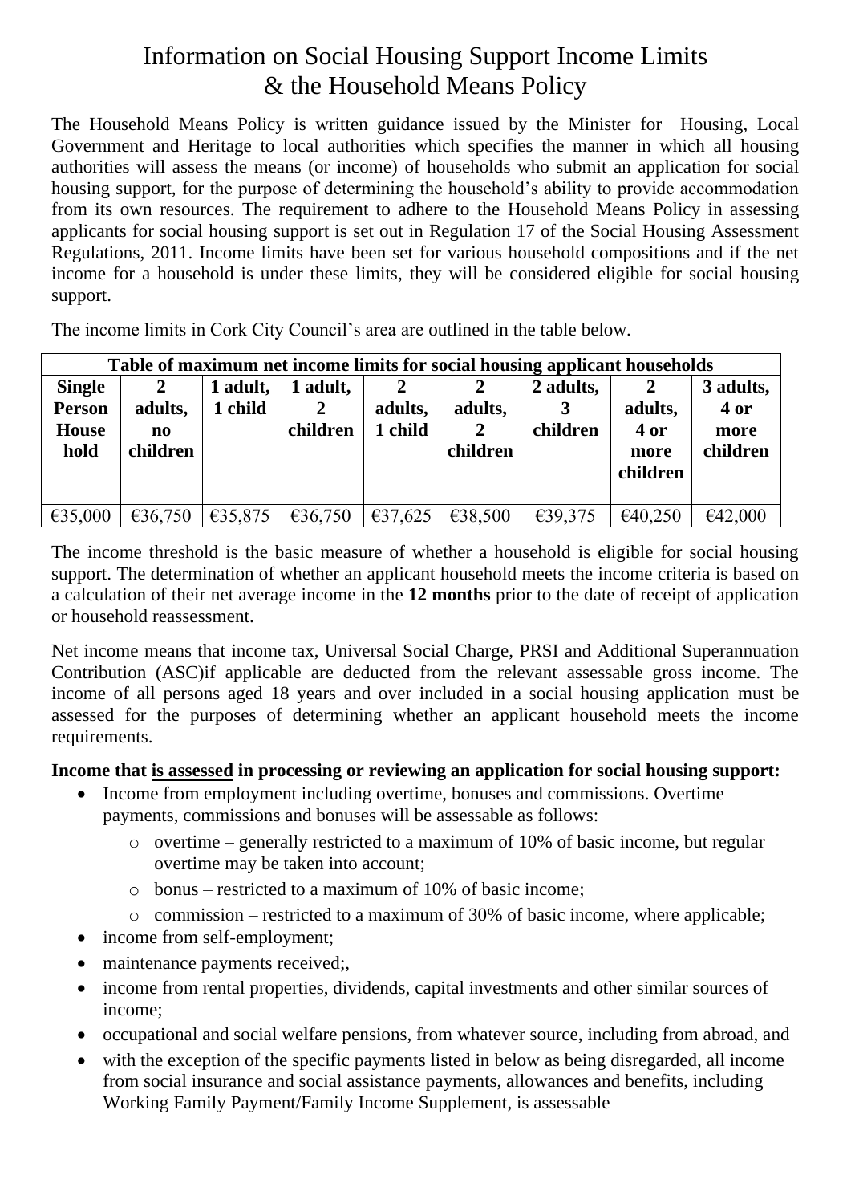# Information on Social Housing Support Income Limits & the Household Means Policy

The Household Means Policy is written guidance issued by the Minister for Housing, Local Government and Heritage to local authorities which specifies the manner in which all housing authorities will assess the means (or income) of households who submit an application for social housing support, for the purpose of determining the household's ability to provide accommodation from its own resources. The requirement to adhere to the Household Means Policy in assessing applicants for social housing support is set out in Regulation 17 of the Social Housing Assessment Regulations, 2011. Income limits have been set for various household compositions and if the net income for a household is under these limits, they will be considered eligible for social housing support.

The income limits in Cork City Council's area are outlined in the table below.

| Table of maximum net income limits for social housing applicant households | | | | | | | | |
|---|---|---|---|---|---|---|---|---|
| **Single Person Household** | **2 adults, no children** | **1 adult, 1 child** | **1 adult, 2 children** | **2 adults, 1 child** | **2 adults, 2 children** | **2 adults, 3 children** | **2 adults, 4 or more children** | **3 adults, 4 or more children** |
| €35,000 | €36,750 | €35,875 | €36,750 | €37,625 | €38,500 | €39,375 | €40,250 | €42,000 |

The income threshold is the basic measure of whether a household is eligible for social housing support. The determination of whether an applicant household meets the income criteria is based on a calculation of their net average income in the **12 months** prior to the date of receipt of application or household reassessment.

Net income means that income tax, Universal Social Charge, PRSI and Additional Superannuation Contribution (ASC)if applicable are deducted from the relevant assessable gross income. The income of all persons aged 18 years and over included in a social housing application must be assessed for the purposes of determining whether an applicant household meets the income requirements.

**Income that <u>is assessed</u> in processing or reviewing an application for social housing support:**

- Income from employment including overtime, bonuses and commissions. Overtime payments, commissions and bonuses will be assessable as follows:
  - overtime – generally restricted to a maximum of 10% of basic income, but regular overtime may be taken into account;
  - bonus – restricted to a maximum of 10% of basic income;
  - commission – restricted to a maximum of 30% of basic income, where applicable;
- income from self-employment;
- maintenance payments received;,
- income from rental properties, dividends, capital investments and other similar sources of income;
- occupational and social welfare pensions, from whatever source, including from abroad, and
- with the exception of the specific payments listed in below as being disregarded, all income from social insurance and social assistance payments, allowances and benefits, including Working Family Payment/Family Income Supplement, is assessable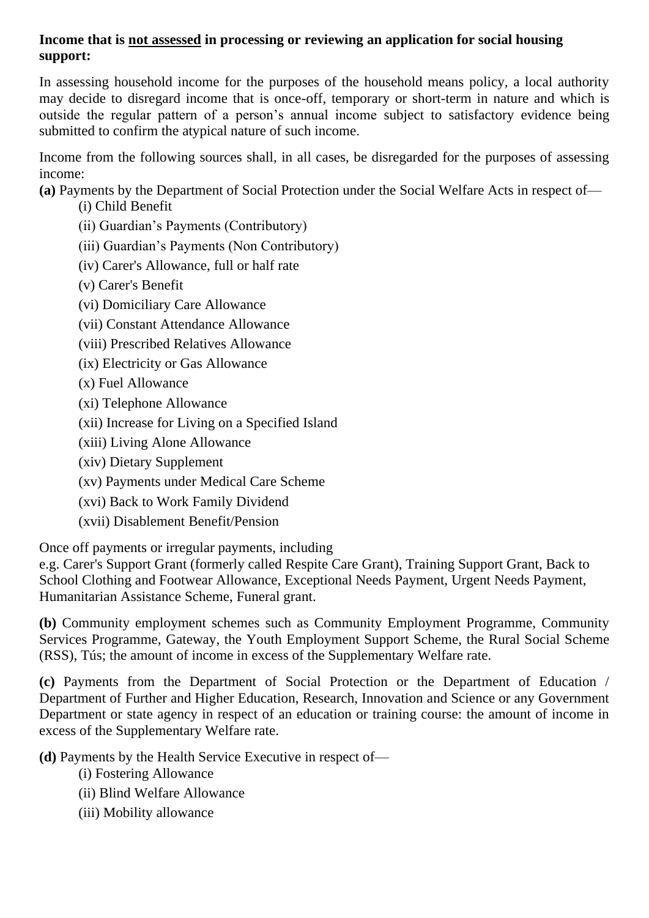**Income that is <u>not assessed</u> in processing or reviewing an application for social housing support:**

In assessing household income for the purposes of the household means policy, a local authority may decide to disregard income that is once-off, temporary or short-term in nature and which is outside the regular pattern of a person's annual income subject to satisfactory evidence being submitted to confirm the atypical nature of such income.

Income from the following sources shall, in all cases, be disregarded for the purposes of assessing income:

**(a)** Payments by the Department of Social Protection under the Social Welfare Acts in respect of—

- (i) Child Benefit
- (ii) Guardian's Payments (Contributory)
- (iii) Guardian's Payments (Non Contributory)
- (iv) Carer's Allowance, full or half rate
- (v) Carer's Benefit
- (vi) Domiciliary Care Allowance
- (vii) Constant Attendance Allowance
- (viii) Prescribed Relatives Allowance
- (ix) Electricity or Gas Allowance
- (x) Fuel Allowance
- (xi) Telephone Allowance
- (xii) Increase for Living on a Specified Island
- (xiii) Living Alone Allowance
- (xiv) Dietary Supplement
- (xv) Payments under Medical Care Scheme
- (xvi) Back to Work Family Dividend
- (xvii) Disablement Benefit/Pension

Once off payments or irregular payments, including
e.g. Carer's Support Grant (formerly called Respite Care Grant), Training Support Grant, Back to School Clothing and Footwear Allowance, Exceptional Needs Payment, Urgent Needs Payment, Humanitarian Assistance Scheme, Funeral grant.

**(b)** Community employment schemes such as Community Employment Programme, Community Services Programme, Gateway, the Youth Employment Support Scheme, the Rural Social Scheme (RSS), Tús; the amount of income in excess of the Supplementary Welfare rate.

**(c)** Payments from the Department of Social Protection or the Department of Education / Department of Further and Higher Education, Research, Innovation and Science or any Government Department or state agency in respect of an education or training course: the amount of income in excess of the Supplementary Welfare rate.

**(d)** Payments by the Health Service Executive in respect of—

- (i) Fostering Allowance
- (ii) Blind Welfare Allowance
- (iii) Mobility allowance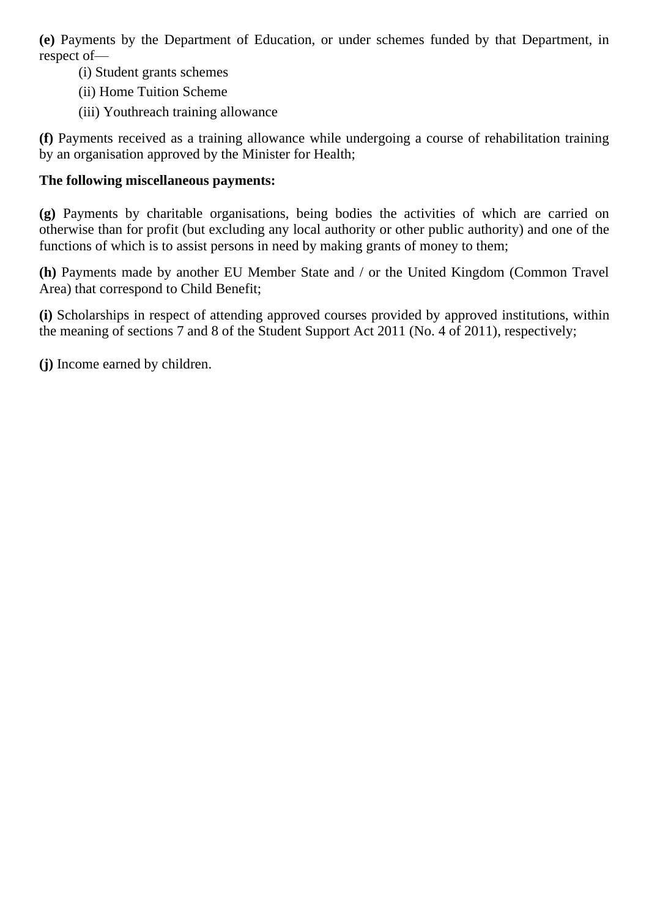**(e)** Payments by the Department of Education, or under schemes funded by that Department, in respect of—

(i) Student grants schemes

(ii) Home Tuition Scheme

(iii) Youthreach training allowance

**(f)** Payments received as a training allowance while undergoing a course of rehabilitation training by an organisation approved by the Minister for Health;

**The following miscellaneous payments:**

**(g)** Payments by charitable organisations, being bodies the activities of which are carried on otherwise than for profit (but excluding any local authority or other public authority) and one of the functions of which is to assist persons in need by making grants of money to them;

**(h)** Payments made by another EU Member State and / or the United Kingdom (Common Travel Area) that correspond to Child Benefit;

**(i)** Scholarships in respect of attending approved courses provided by approved institutions, within the meaning of sections 7 and 8 of the Student Support Act 2011 (No. 4 of 2011), respectively;

**(j)** Income earned by children.